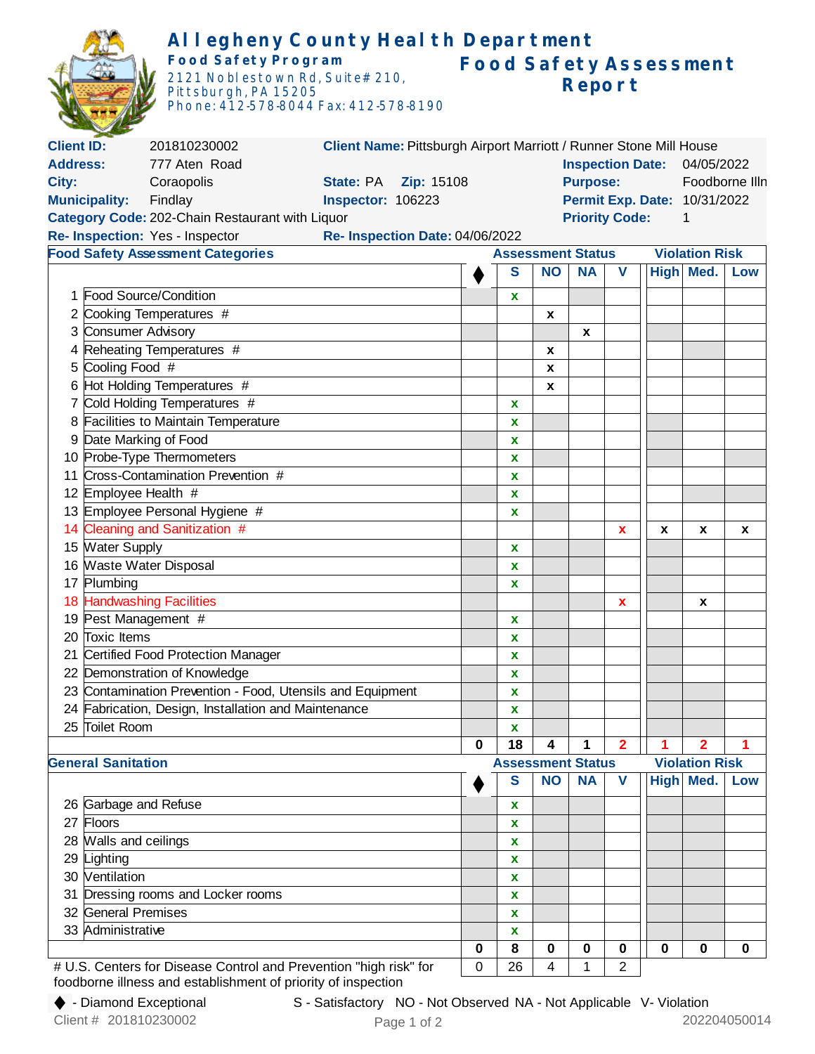# Allegheny County Health Department

**Food Safety Program**
2121 Noblestown Rd, Suite #210,
Pittsburgh, PA 15205
Phone: 412-578-8044 Fax: 412-578-8190

## Food Safety Assessment Report

| | | | | | |
|---|---|---|---|---|---|
| **Client ID:** | 201810230002 | **Client Name:** Pittsburgh Airport Marriott / Runner Stone Mill House | | | |
| **Address:** | 777 Aten Road | | | **Inspection Date:** | 04/05/2022 |
| **City:** | Coraopolis | **State:** PA | **Zip:** 15108 | **Purpose:** | Foodborne Illn |
| **Municipality:** | Findlay | **Inspector:** 106223 | | **Permit Exp. Date:** | 10/31/2022 |
| **Category Code:** | 202-Chain Restaurant with Liquor | | | **Priority Code:** | 1 |
| **Re- Inspection:** | Yes - Inspector | **Re- Inspection Date:** 04/06/2022 | | | |

| Food Safety Assessment Categories | ♦ | S | NO | NA | V | High | Med. | Low |
|---|---|---|---|---|---|---|---|---|
| 1 Food Source/Condition | | x | | | | | | |
| 2 Cooking Temperatures # | | | x | | | | | |
| 3 Consumer Advisory | | | | x | | | | |
| 4 Reheating Temperatures # | | | x | | | | | |
| 5 Cooling Food # | | | x | | | | | |
| 6 Hot Holding Temperatures # | | | x | | | | | |
| 7 Cold Holding Temperatures # | | x | | | | | | |
| 8 Facilities to Maintain Temperature | | x | | | | | | |
| 9 Date Marking of Food | | x | | | | | | |
| 10 Probe-Type Thermometers | | x | | | | | | |
| 11 Cross-Contamination Prevention # | | x | | | | | | |
| 12 Employee Health # | | x | | | | | | |
| 13 Employee Personal Hygiene # | | x | | | | | | |
| 14 Cleaning and Sanitization # | | | | | x | x | x | x |
| 15 Water Supply | | x | | | | | | |
| 16 Waste Water Disposal | | x | | | | | | |
| 17 Plumbing | | x | | | | | | |
| 18 Handwashing Facilities | | | | | x | | x | |
| 19 Pest Management # | | x | | | | | | |
| 20 Toxic Items | | x | | | | | | |
| 21 Certified Food Protection Manager | | x | | | | | | |
| 22 Demonstration of Knowledge | | x | | | | | | |
| 23 Contamination Prevention - Food, Utensils and Equipment | | x | | | | | | |
| 24 Fabrication, Design, Installation and Maintenance | | x | | | | | | |
| 25 Toilet Room | | x | | | | | | |
| | 0 | 18 | 4 | 1 | 2 | 1 | 2 | 1 |

| General Sanitation | ♦ | S | NO | NA | V | High | Med. | Low |
|---|---|---|---|---|---|---|---|---|
| 26 Garbage and Refuse | | x | | | | | | |
| 27 Floors | | x | | | | | | |
| 28 Walls and ceilings | | x | | | | | | |
| 29 Lighting | | x | | | | | | |
| 30 Ventilation | | x | | | | | | |
| 31 Dressing rooms and Locker rooms | | x | | | | | | |
| 32 General Premises | | x | | | | | | |
| 33 Administrative | | x | | | | | | |
| | 0 | 8 | 0 | 0 | 0 | 0 | 0 | 0 |
| | 0 | 26 | 4 | 1 | 2 | | | |

# U.S. Centers for Disease Control and Prevention "high risk" for foodborne illness and establishment of priority of inspection

♦ - Diamond Exceptional S - Satisfactory NO - Not Observed NA - Not Applicable V- Violation

Client # 201810230002 202204050014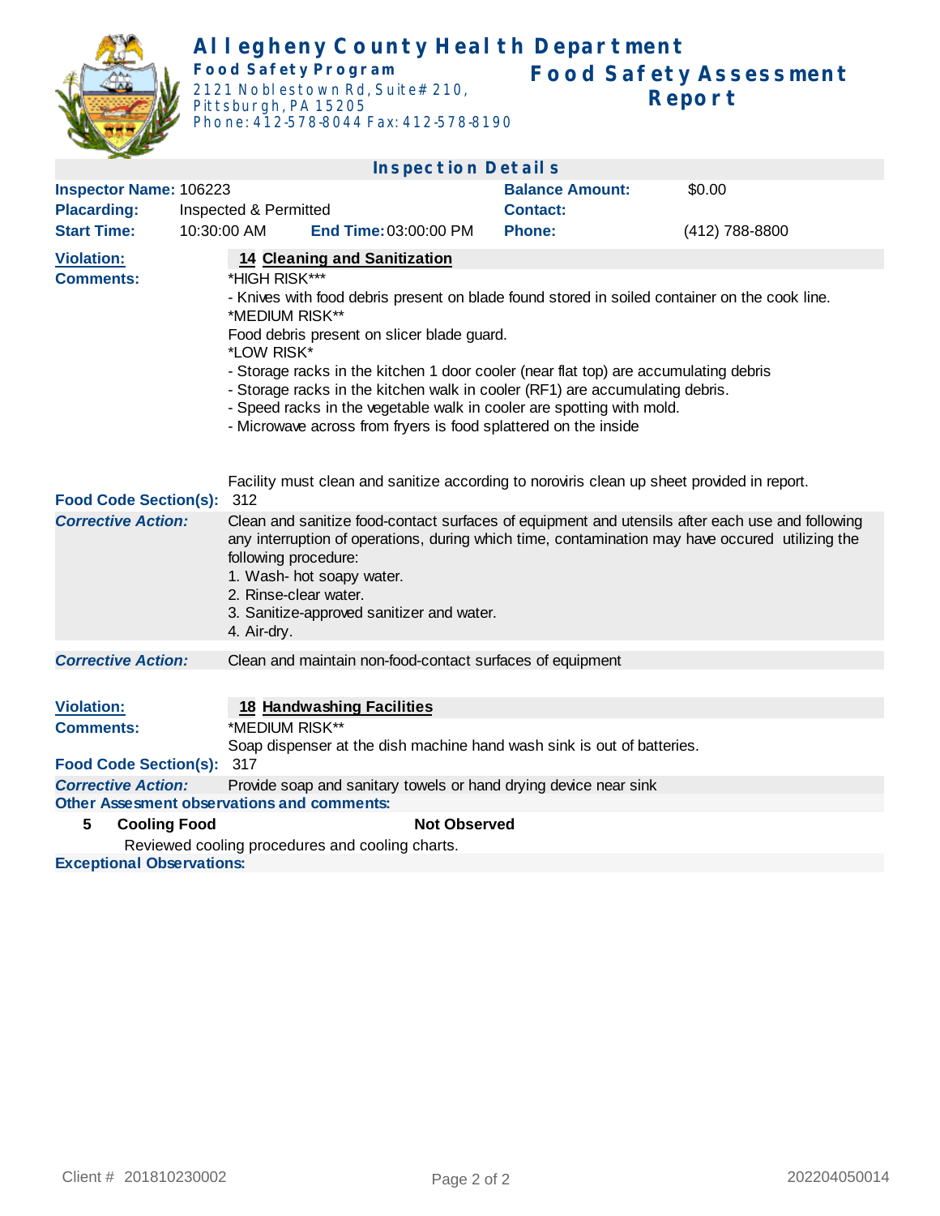# Allegheny County Health Department

**Food Safety Program**
2121 Noblestown Rd, Suite#210,
Pittsburgh, PA 15205
Phone: 412-578-8044 Fax: 412-578-8190

## Food Safety Assessment Report

### Inspection Details

| | | | |
|---|---|---|---|
| **Inspector Name:** 106223 | | **Balance Amount:** | $0.00 |
| **Placarding:** Inspected & Permitted | | **Contact:** | |
| **Start Time:** 10:30:00 AM | **End Time:** 03:00:00 PM | **Phone:** | (412) 788-8800 |

**Violation:** **14 Cleaning and Sanitization**

**Comments:**
*HIGH RISK***
- Knives with food debris present on blade found stored in soiled container on the cook line.
*MEDIUM RISK**
Food debris present on slicer blade guard.
*LOW RISK*
- Storage racks in the kitchen 1 door cooler (near flat top) are accumulating debris
- Storage racks in the kitchen walk in cooler (RF1) are accumulating debris.
- Speed racks in the vegetable walk in cooler are spotting with mold.
- Microwave across from fryers is food splattered on the inside

Facility must clean and sanitize according to noroviris clean up sheet provided in report.

**Food Code Section(s):** 312

***Corrective Action:*** Clean and sanitize food-contact surfaces of equipment and utensils after each use and following any interruption of operations, during which time, contamination may have occured utilizing the following procedure:
1. Wash- hot soapy water.
2. Rinse-clear water.
3. Sanitize-approved sanitizer and water.
4. Air-dry.

***Corrective Action:*** Clean and maintain non-food-contact surfaces of equipment

**Violation:** **18 Handwashing Facilities**

**Comments:**
*MEDIUM RISK**
Soap dispenser at the dish machine hand wash sink is out of batteries.

**Food Code Section(s):** 317

***Corrective Action:*** Provide soap and sanitary towels or hand drying device near sink

**Other Assesment observations and comments:**

**5 Cooling Food** **Not Observed**
Reviewed cooling procedures and cooling charts.

**Exceptional Observations:**

Client # 201810230002 202204050014